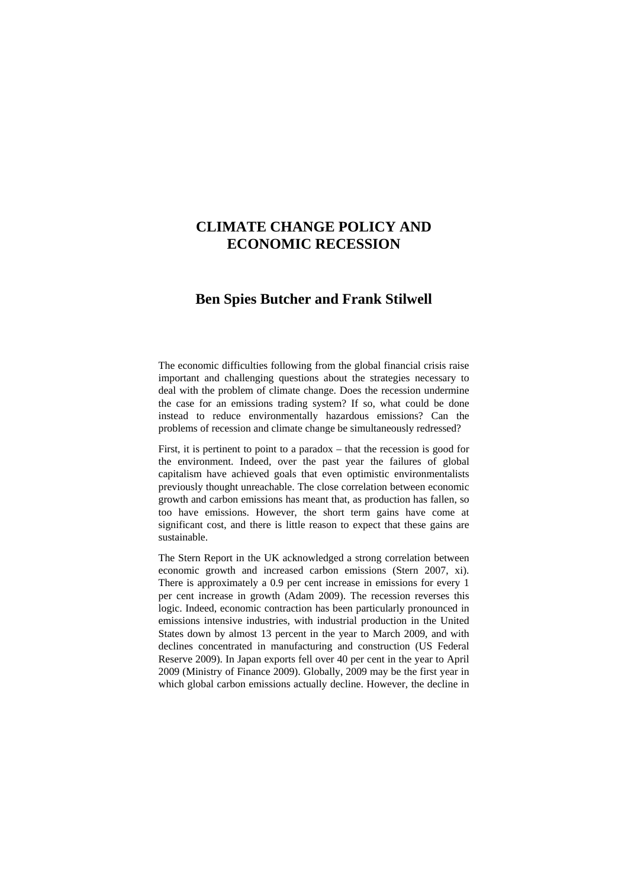# CLIMATE CHANGE POLICY AND ECONOMIC RECESSION

## Ben Spies Butcher and Frank Stilwell

The economic difficulties following from the global financial crisis raise important and challenging questions about the strategies necessary to deal with the problem of climate change. Does the recession undermine the case for an emissions trading system? If so, what could be done instead to reduce environmentally hazardous emissions? Can the problems of recession and climate change be simultaneously redressed?

First, it is pertinent to point to a paradox – that the recession is good for the environment. Indeed, over the past year the failures of global capitalism have achieved goals that even optimistic environmentalists previously thought unreachable. The close correlation between economic growth and carbon emissions has meant that, as production has fallen, so too have emissions. However, the short term gains have come at significant cost, and there is little reason to expect that these gains are sustainable.

The Stern Report in the UK acknowledged a strong correlation between economic growth and increased carbon emissions (Stern 2007, xi). There is approximately a 0.9 per cent increase in emissions for every 1 per cent increase in growth (Adam 2009). The recession reverses this logic. Indeed, economic contraction has been particularly pronounced in emissions intensive industries, with industrial production in the United States down by almost 13 percent in the year to March 2009, and with declines concentrated in manufacturing and construction (US Federal Reserve 2009). In Japan exports fell over 40 per cent in the year to April 2009 (Ministry of Finance 2009). Globally, 2009 may be the first year in which global carbon emissions actually decline. However, the decline in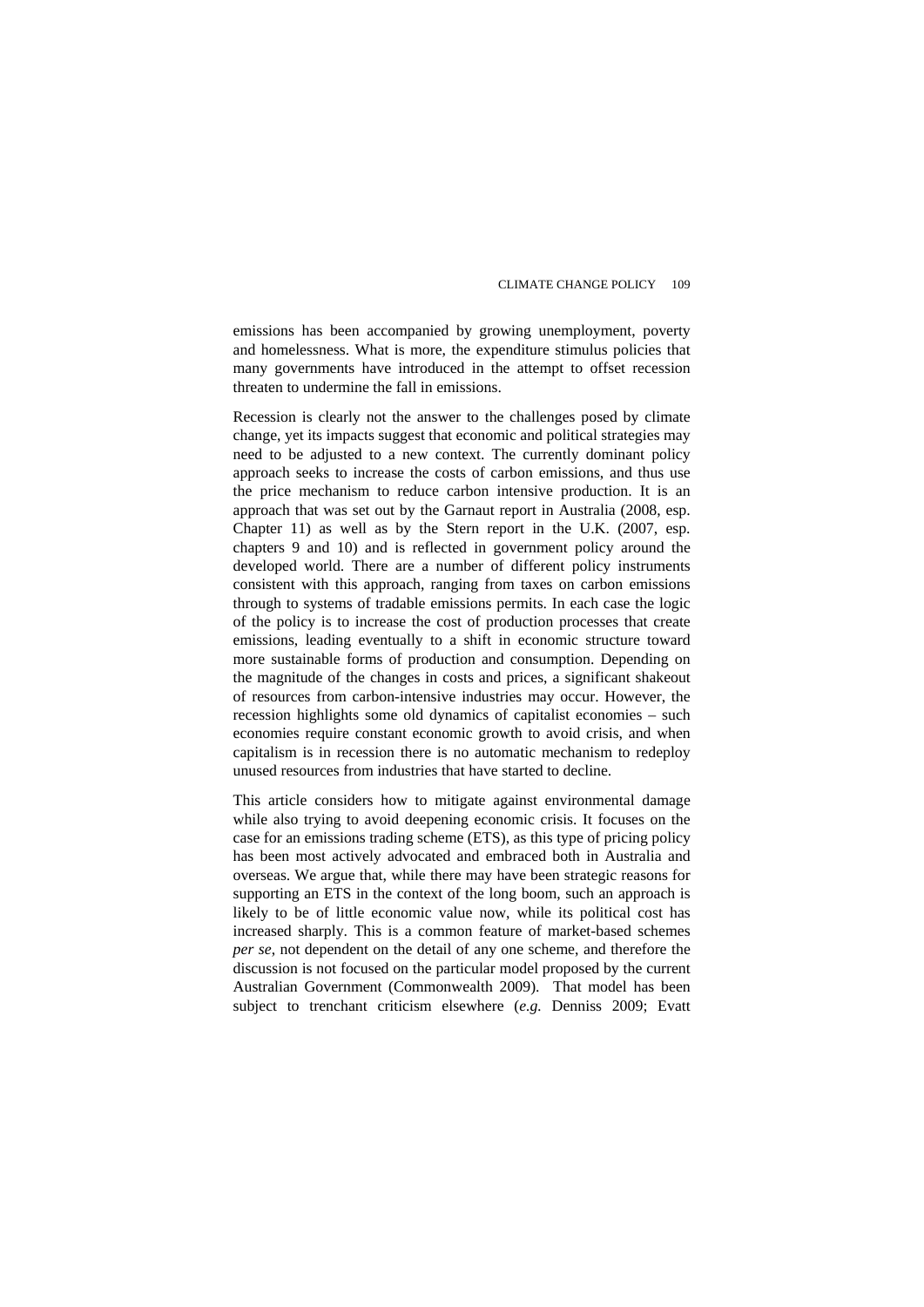emissions has been accompanied by growing unemployment, poverty and homelessness. What is more, the expenditure stimulus policies that many governments have introduced in the attempt to offset recession threaten to undermine the fall in emissions.

Recession is clearly not the answer to the challenges posed by climate change, yet its impacts suggest that economic and political strategies may need to be adjusted to a new context. The currently dominant policy approach seeks to increase the costs of carbon emissions, and thus use the price mechanism to reduce carbon intensive production. It is an approach that was set out by the Garnaut report in Australia (2008, esp. Chapter 11) as well as by the Stern report in the U.K. (2007, esp. chapters 9 and 10) and is reflected in government policy around the developed world. There are a number of different policy instruments consistent with this approach, ranging from taxes on carbon emissions through to systems of tradable emissions permits. In each case the logic of the policy is to increase the cost of production processes that create emissions, leading eventually to a shift in economic structure toward more sustainable forms of production and consumption. Depending on the magnitude of the changes in costs and prices, a significant shakeout of resources from carbon-intensive industries may occur. However, the recession highlights some old dynamics of capitalist economies – such economies require constant economic growth to avoid crisis, and when capitalism is in recession there is no automatic mechanism to redeploy unused resources from industries that have started to decline.

This article considers how to mitigate against environmental damage while also trying to avoid deepening economic crisis. It focuses on the case for an emissions trading scheme (ETS), as this type of pricing policy has been most actively advocated and embraced both in Australia and overseas. We argue that, while there may have been strategic reasons for supporting an ETS in the context of the long boom, such an approach is likely to be of little economic value now, while its political cost has increased sharply. This is a common feature of market-based schemes *per se*, not dependent on the detail of any one scheme, and therefore the discussion is not focused on the particular model proposed by the current Australian Government (Commonwealth 2009). That model has been subject to trenchant criticism elsewhere (*e.g.* Denniss 2009; Evatt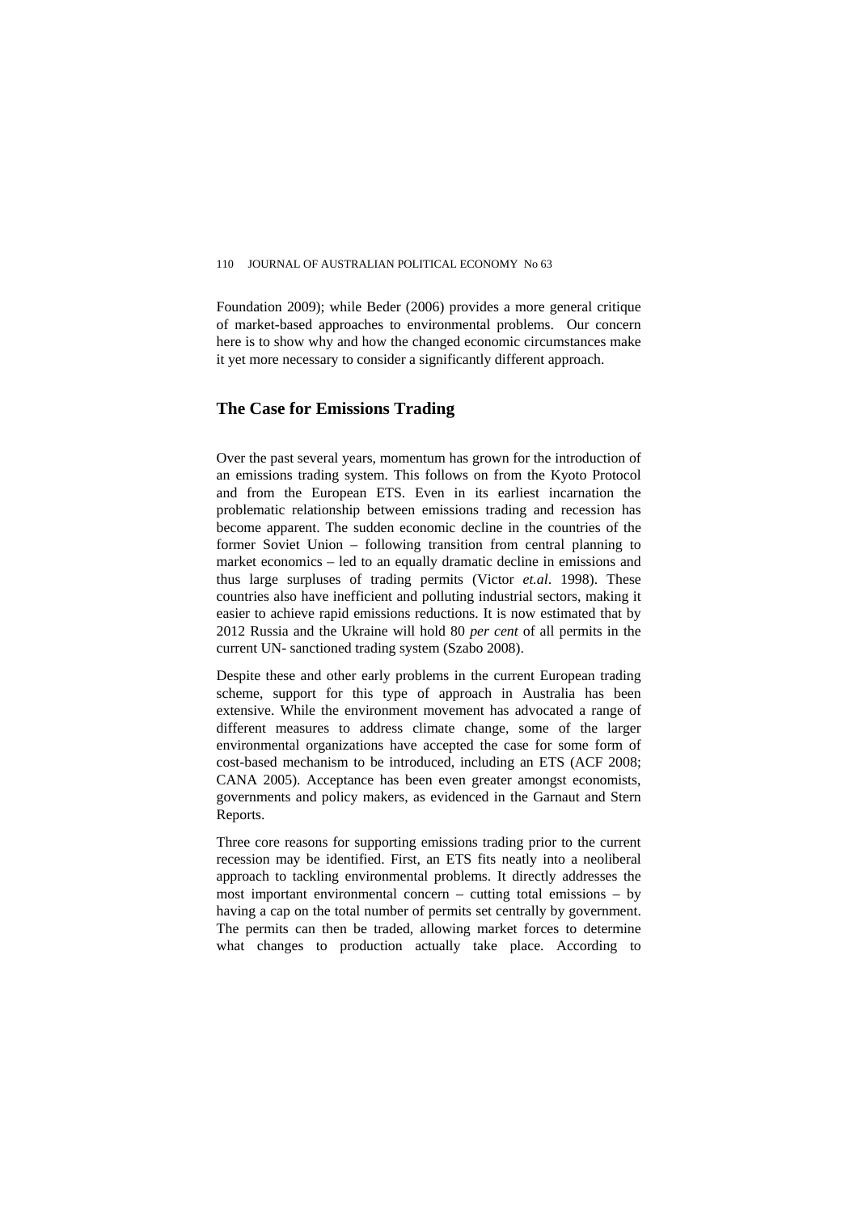Foundation 2009); while Beder (2006) provides a more general critique of market-based approaches to environmental problems. Our concern here is to show why and how the changed economic circumstances make it yet more necessary to consider a significantly different approach.

## The Case for Emissions Trading

Over the past several years, momentum has grown for the introduction of an emissions trading system. This follows on from the Kyoto Protocol and from the European ETS. Even in its earliest incarnation the problematic relationship between emissions trading and recession has become apparent. The sudden economic decline in the countries of the former Soviet Union – following transition from central planning to market economics – led to an equally dramatic decline in emissions and thus large surpluses of trading permits (Victor *et.al*. 1998). These countries also have inefficient and polluting industrial sectors, making it easier to achieve rapid emissions reductions. It is now estimated that by 2012 Russia and the Ukraine will hold 80 *per cent* of all permits in the current UN- sanctioned trading system (Szabo 2008).

Despite these and other early problems in the current European trading scheme, support for this type of approach in Australia has been extensive. While the environment movement has advocated a range of different measures to address climate change, some of the larger environmental organizations have accepted the case for some form of cost-based mechanism to be introduced, including an ETS (ACF 2008; CANA 2005). Acceptance has been even greater amongst economists, governments and policy makers, as evidenced in the Garnaut and Stern Reports.

Three core reasons for supporting emissions trading prior to the current recession may be identified. First, an ETS fits neatly into a neoliberal approach to tackling environmental problems. It directly addresses the most important environmental concern – cutting total emissions – by having a cap on the total number of permits set centrally by government. The permits can then be traded, allowing market forces to determine what changes to production actually take place. According to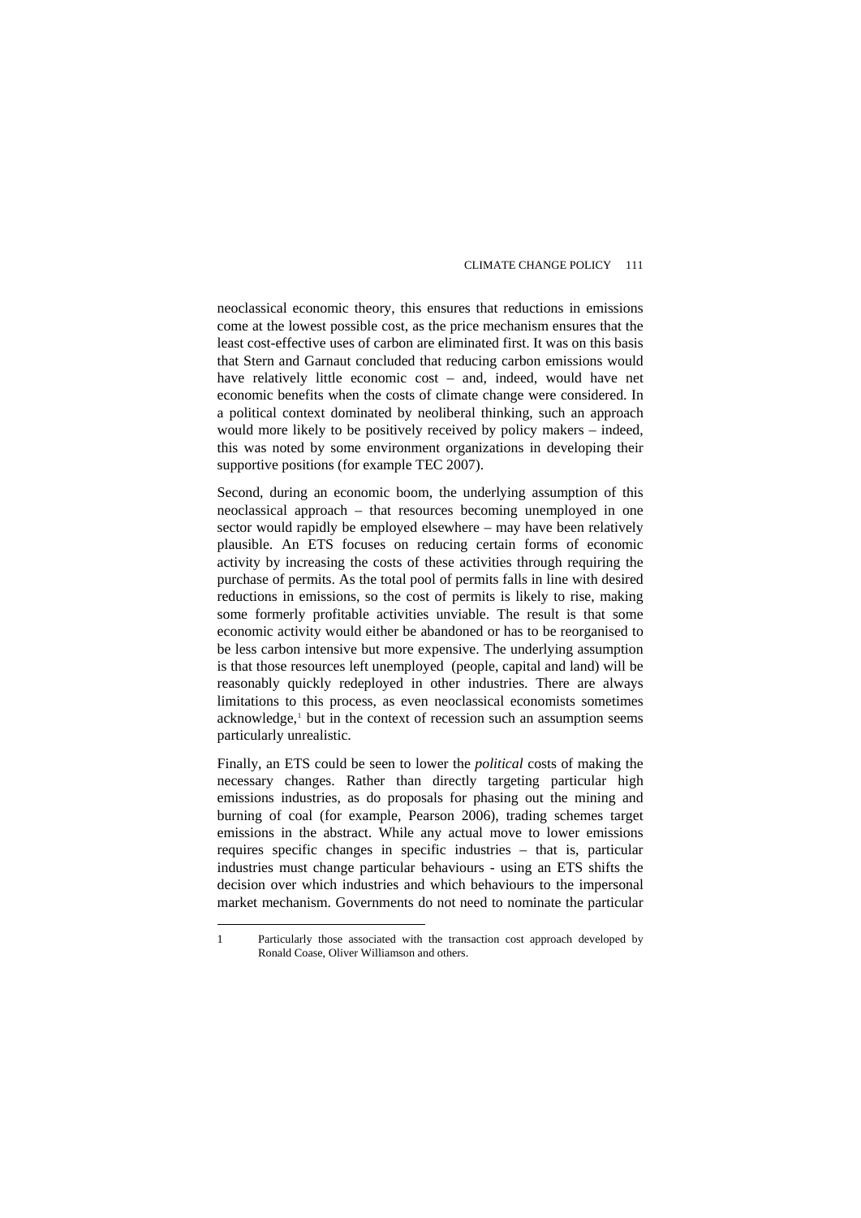neoclassical economic theory, this ensures that reductions in emissions come at the lowest possible cost, as the price mechanism ensures that the least cost-effective uses of carbon are eliminated first. It was on this basis that Stern and Garnaut concluded that reducing carbon emissions would have relatively little economic cost – and, indeed, would have net economic benefits when the costs of climate change were considered. In a political context dominated by neoliberal thinking, such an approach would more likely to be positively received by policy makers – indeed, this was noted by some environment organizations in developing their supportive positions (for example TEC 2007).

Second, during an economic boom, the underlying assumption of this neoclassical approach – that resources becoming unemployed in one sector would rapidly be employed elsewhere – may have been relatively plausible. An ETS focuses on reducing certain forms of economic activity by increasing the costs of these activities through requiring the purchase of permits. As the total pool of permits falls in line with desired reductions in emissions, so the cost of permits is likely to rise, making some formerly profitable activities unviable. The result is that some economic activity would either be abandoned or has to be reorganised to be less carbon intensive but more expensive. The underlying assumption is that those resources left unemployed (people, capital and land) will be reasonably quickly redeployed in other industries. There are always limitations to this process, as even neoclassical economists sometimes acknowledge,[1] but in the context of recession such an assumption seems particularly unrealistic.

Finally, an ETS could be seen to lower the *political* costs of making the necessary changes. Rather than directly targeting particular high emissions industries, as do proposals for phasing out the mining and burning of coal (for example, Pearson 2006), trading schemes target emissions in the abstract. While any actual move to lower emissions requires specific changes in specific industries – that is, particular industries must change particular behaviours - using an ETS shifts the decision over which industries and which behaviours to the impersonal market mechanism. Governments do not need to nominate the particular

---

1 Particularly those associated with the transaction cost approach developed by Ronald Coase, Oliver Williamson and others.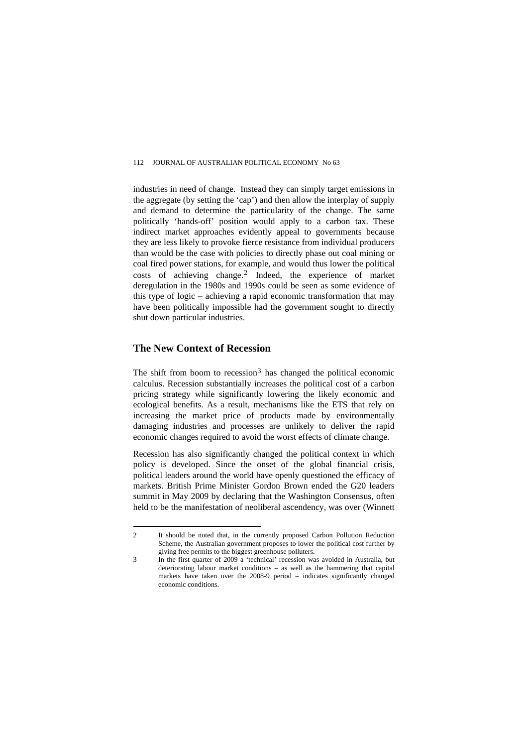industries in need of change. Instead they can simply target emissions in the aggregate (by setting the 'cap') and then allow the interplay of supply and demand to determine the particularity of the change. The same politically 'hands-off' position would apply to a carbon tax. These indirect market approaches evidently appeal to governments because they are less likely to provoke fierce resistance from individual producers than would be the case with policies to directly phase out coal mining or coal fired power stations, for example, and would thus lower the political costs of achieving change.[2] Indeed, the experience of market deregulation in the 1980s and 1990s could be seen as some evidence of this type of logic – achieving a rapid economic transformation that may have been politically impossible had the government sought to directly shut down particular industries.

## The New Context of Recession

The shift from boom to recession[3] has changed the political economic calculus. Recession substantially increases the political cost of a carbon pricing strategy while significantly lowering the likely economic and ecological benefits. As a result, mechanisms like the ETS that rely on increasing the market price of products made by environmentally damaging industries and processes are unlikely to deliver the rapid economic changes required to avoid the worst effects of climate change.

Recession has also significantly changed the political context in which policy is developed. Since the onset of the global financial crisis, political leaders around the world have openly questioned the efficacy of markets. British Prime Minister Gordon Brown ended the G20 leaders summit in May 2009 by declaring that the Washington Consensus, often held to be the manifestation of neoliberal ascendency, was over (Winnett

---

2 It should be noted that, in the currently proposed Carbon Pollution Reduction Scheme, the Australian government proposes to lower the political cost further by giving free permits to the biggest greenhouse polluters.

3 In the first quarter of 2009 a 'technical' recession was avoided in Australia, but deteriorating labour market conditions – as well as the hammering that capital markets have taken over the 2008-9 period – indicates significantly changed economic conditions.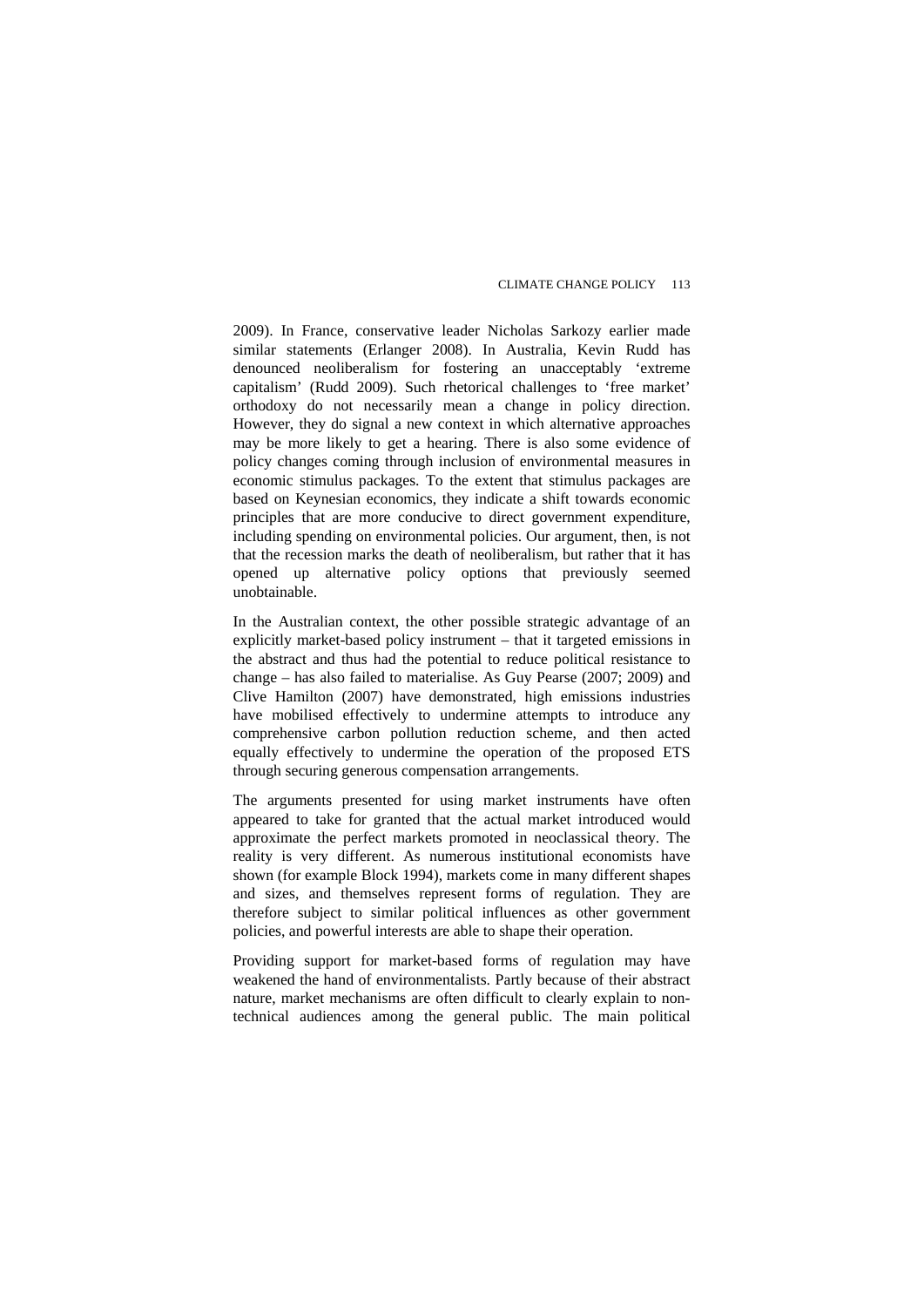2009). In France, conservative leader Nicholas Sarkozy earlier made similar statements (Erlanger 2008). In Australia, Kevin Rudd has denounced neoliberalism for fostering an unacceptably 'extreme capitalism' (Rudd 2009). Such rhetorical challenges to 'free market' orthodoxy do not necessarily mean a change in policy direction. However, they do signal a new context in which alternative approaches may be more likely to get a hearing. There is also some evidence of policy changes coming through inclusion of environmental measures in economic stimulus packages. To the extent that stimulus packages are based on Keynesian economics, they indicate a shift towards economic principles that are more conducive to direct government expenditure, including spending on environmental policies. Our argument, then, is not that the recession marks the death of neoliberalism, but rather that it has opened up alternative policy options that previously seemed unobtainable.

In the Australian context, the other possible strategic advantage of an explicitly market-based policy instrument – that it targeted emissions in the abstract and thus had the potential to reduce political resistance to change – has also failed to materialise. As Guy Pearse (2007; 2009) and Clive Hamilton (2007) have demonstrated, high emissions industries have mobilised effectively to undermine attempts to introduce any comprehensive carbon pollution reduction scheme, and then acted equally effectively to undermine the operation of the proposed ETS through securing generous compensation arrangements.

The arguments presented for using market instruments have often appeared to take for granted that the actual market introduced would approximate the perfect markets promoted in neoclassical theory. The reality is very different. As numerous institutional economists have shown (for example Block 1994), markets come in many different shapes and sizes, and themselves represent forms of regulation. They are therefore subject to similar political influences as other government policies, and powerful interests are able to shape their operation.

Providing support for market-based forms of regulation may have weakened the hand of environmentalists. Partly because of their abstract nature, market mechanisms are often difficult to clearly explain to non-technical audiences among the general public. The main political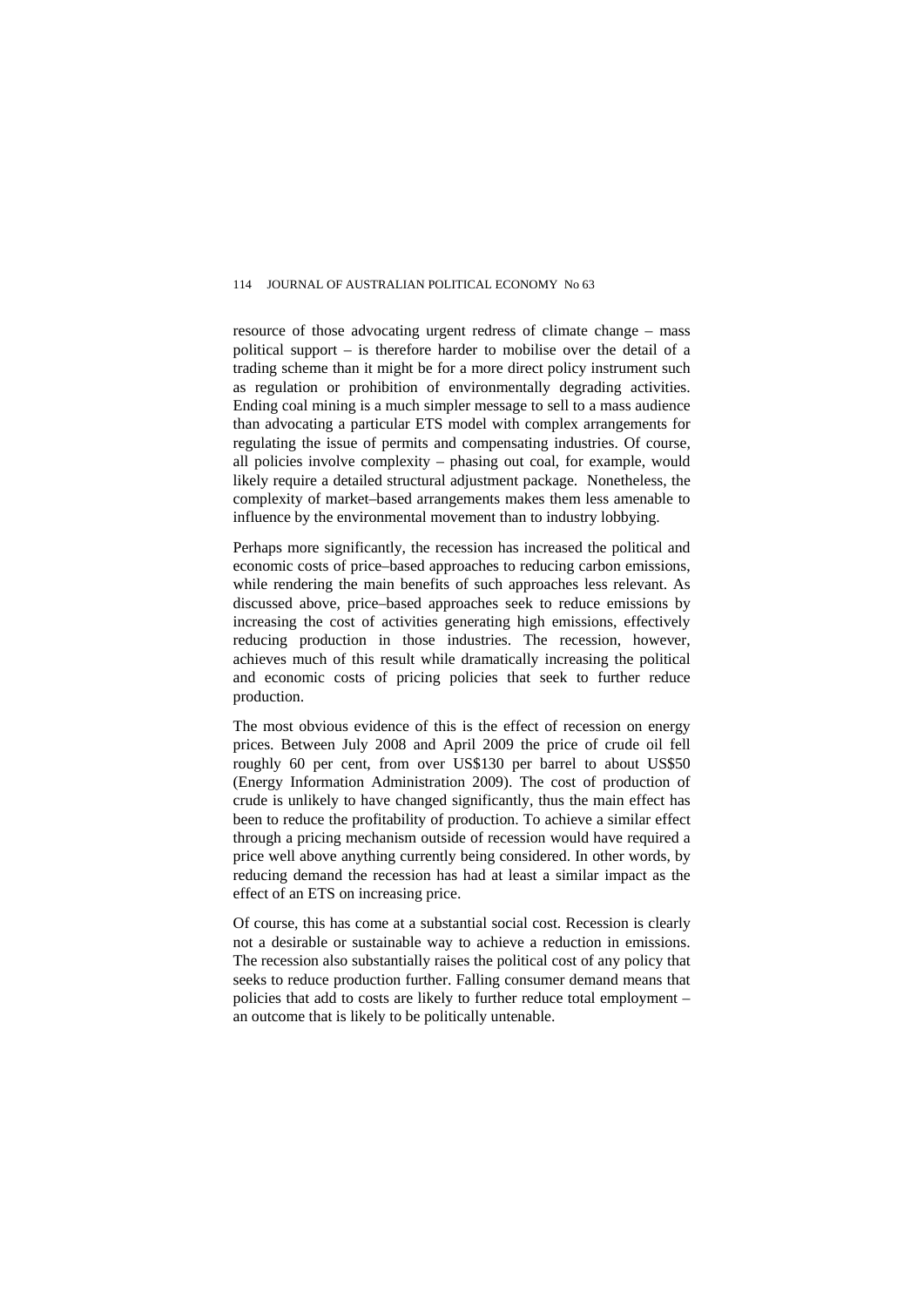resource of those advocating urgent redress of climate change – mass political support – is therefore harder to mobilise over the detail of a trading scheme than it might be for a more direct policy instrument such as regulation or prohibition of environmentally degrading activities. Ending coal mining is a much simpler message to sell to a mass audience than advocating a particular ETS model with complex arrangements for regulating the issue of permits and compensating industries. Of course, all policies involve complexity – phasing out coal, for example, would likely require a detailed structural adjustment package. Nonetheless, the complexity of market–based arrangements makes them less amenable to influence by the environmental movement than to industry lobbying.

Perhaps more significantly, the recession has increased the political and economic costs of price–based approaches to reducing carbon emissions, while rendering the main benefits of such approaches less relevant. As discussed above, price–based approaches seek to reduce emissions by increasing the cost of activities generating high emissions, effectively reducing production in those industries. The recession, however, achieves much of this result while dramatically increasing the political and economic costs of pricing policies that seek to further reduce production.

The most obvious evidence of this is the effect of recession on energy prices. Between July 2008 and April 2009 the price of crude oil fell roughly 60 per cent, from over US$130 per barrel to about US$50 (Energy Information Administration 2009). The cost of production of crude is unlikely to have changed significantly, thus the main effect has been to reduce the profitability of production. To achieve a similar effect through a pricing mechanism outside of recession would have required a price well above anything currently being considered. In other words, by reducing demand the recession has had at least a similar impact as the effect of an ETS on increasing price.

Of course, this has come at a substantial social cost. Recession is clearly not a desirable or sustainable way to achieve a reduction in emissions. The recession also substantially raises the political cost of any policy that seeks to reduce production further. Falling consumer demand means that policies that add to costs are likely to further reduce total employment – an outcome that is likely to be politically untenable.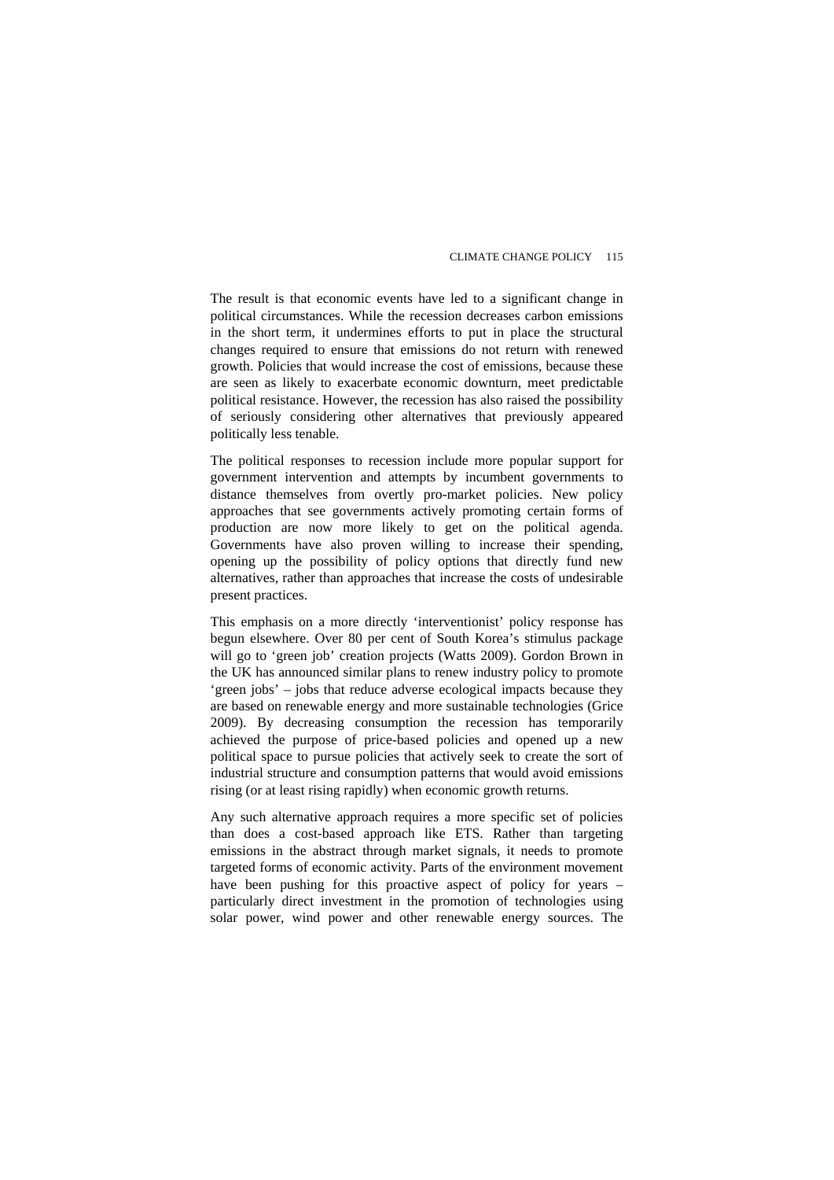The result is that economic events have led to a significant change in political circumstances. While the recession decreases carbon emissions in the short term, it undermines efforts to put in place the structural changes required to ensure that emissions do not return with renewed growth. Policies that would increase the cost of emissions, because these are seen as likely to exacerbate economic downturn, meet predictable political resistance. However, the recession has also raised the possibility of seriously considering other alternatives that previously appeared politically less tenable.

The political responses to recession include more popular support for government intervention and attempts by incumbent governments to distance themselves from overtly pro-market policies. New policy approaches that see governments actively promoting certain forms of production are now more likely to get on the political agenda. Governments have also proven willing to increase their spending, opening up the possibility of policy options that directly fund new alternatives, rather than approaches that increase the costs of undesirable present practices.

This emphasis on a more directly 'interventionist' policy response has begun elsewhere. Over 80 per cent of South Korea's stimulus package will go to 'green job' creation projects (Watts 2009). Gordon Brown in the UK has announced similar plans to renew industry policy to promote 'green jobs' – jobs that reduce adverse ecological impacts because they are based on renewable energy and more sustainable technologies (Grice 2009). By decreasing consumption the recession has temporarily achieved the purpose of price-based policies and opened up a new political space to pursue policies that actively seek to create the sort of industrial structure and consumption patterns that would avoid emissions rising (or at least rising rapidly) when economic growth returns.

Any such alternative approach requires a more specific set of policies than does a cost-based approach like ETS. Rather than targeting emissions in the abstract through market signals, it needs to promote targeted forms of economic activity. Parts of the environment movement have been pushing for this proactive aspect of policy for years – particularly direct investment in the promotion of technologies using solar power, wind power and other renewable energy sources. The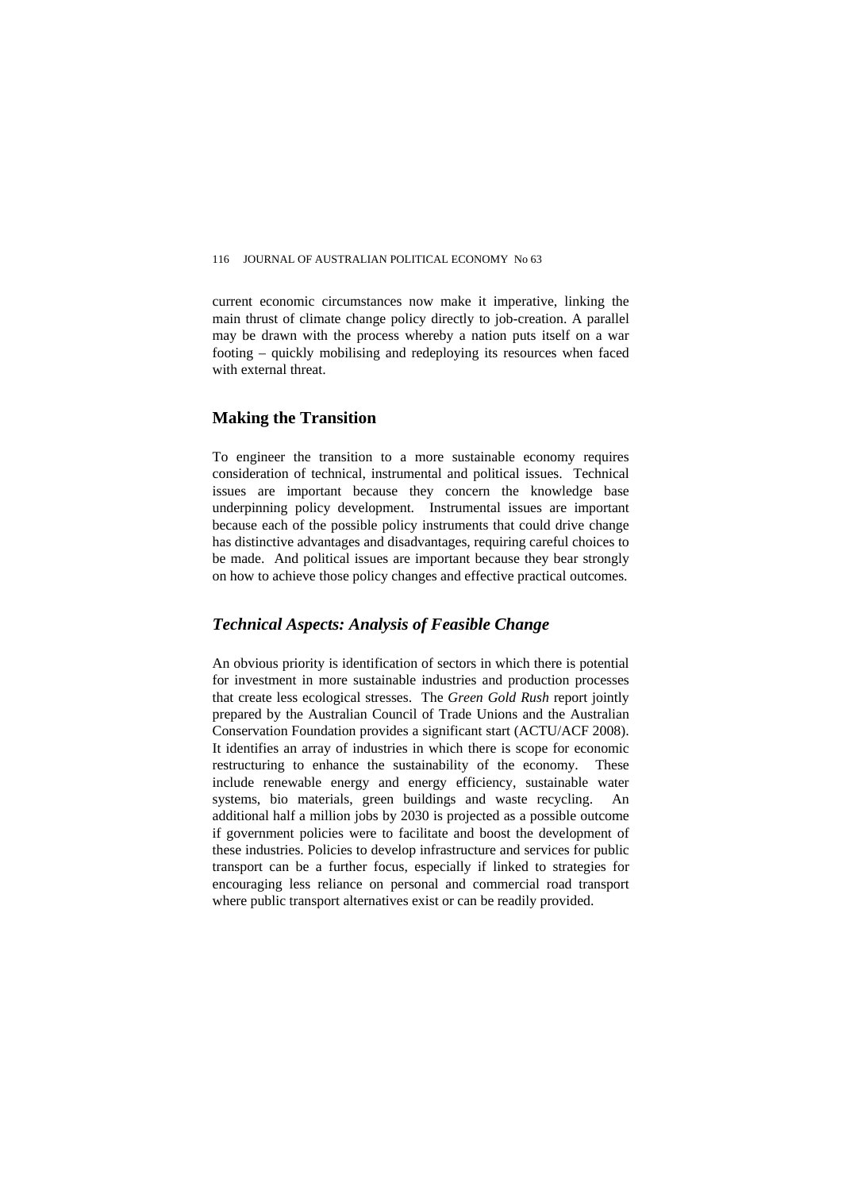current economic circumstances now make it imperative, linking the main thrust of climate change policy directly to job-creation. A parallel may be drawn with the process whereby a nation puts itself on a war footing – quickly mobilising and redeploying its resources when faced with external threat.

## Making the Transition

To engineer the transition to a more sustainable economy requires consideration of technical, instrumental and political issues. Technical issues are important because they concern the knowledge base underpinning policy development. Instrumental issues are important because each of the possible policy instruments that could drive change has distinctive advantages and disadvantages, requiring careful choices to be made. And political issues are important because they bear strongly on how to achieve those policy changes and effective practical outcomes.

### *Technical Aspects: Analysis of Feasible Change*

An obvious priority is identification of sectors in which there is potential for investment in more sustainable industries and production processes that create less ecological stresses. The *Green Gold Rush* report jointly prepared by the Australian Council of Trade Unions and the Australian Conservation Foundation provides a significant start (ACTU/ACF 2008). It identifies an array of industries in which there is scope for economic restructuring to enhance the sustainability of the economy. These include renewable energy and energy efficiency, sustainable water systems, bio materials, green buildings and waste recycling. An additional half a million jobs by 2030 is projected as a possible outcome if government policies were to facilitate and boost the development of these industries. Policies to develop infrastructure and services for public transport can be a further focus, especially if linked to strategies for encouraging less reliance on personal and commercial road transport where public transport alternatives exist or can be readily provided.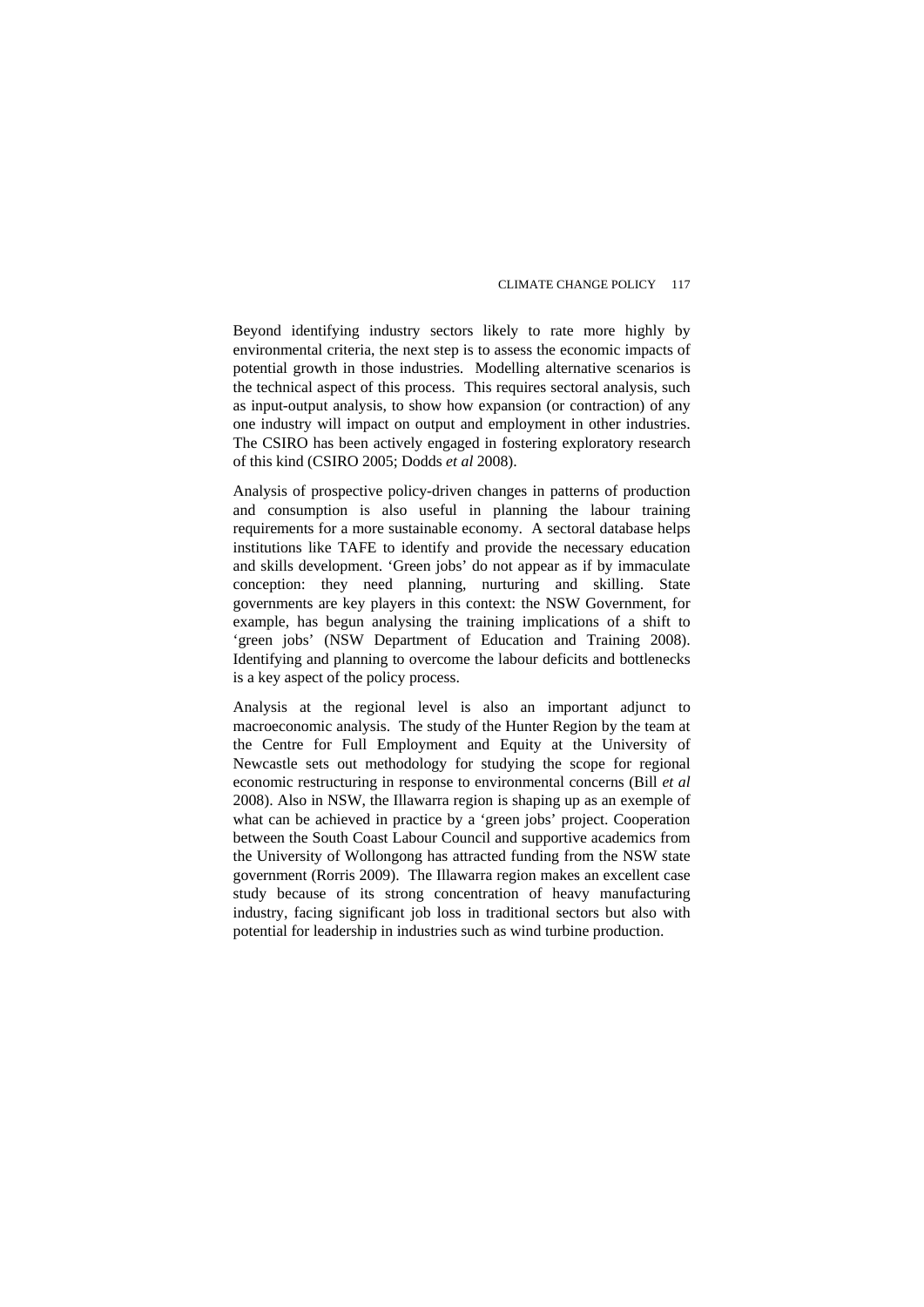Beyond identifying industry sectors likely to rate more highly by environmental criteria, the next step is to assess the economic impacts of potential growth in those industries. Modelling alternative scenarios is the technical aspect of this process. This requires sectoral analysis, such as input-output analysis, to show how expansion (or contraction) of any one industry will impact on output and employment in other industries. The CSIRO has been actively engaged in fostering exploratory research of this kind (CSIRO 2005; Dodds *et al* 2008).

Analysis of prospective policy-driven changes in patterns of production and consumption is also useful in planning the labour training requirements for a more sustainable economy. A sectoral database helps institutions like TAFE to identify and provide the necessary education and skills development. 'Green jobs' do not appear as if by immaculate conception: they need planning, nurturing and skilling. State governments are key players in this context: the NSW Government, for example, has begun analysing the training implications of a shift to 'green jobs' (NSW Department of Education and Training 2008). Identifying and planning to overcome the labour deficits and bottlenecks is a key aspect of the policy process.

Analysis at the regional level is also an important adjunct to macroeconomic analysis. The study of the Hunter Region by the team at the Centre for Full Employment and Equity at the University of Newcastle sets out methodology for studying the scope for regional economic restructuring in response to environmental concerns (Bill *et al* 2008). Also in NSW, the Illawarra region is shaping up as an exemple of what can be achieved in practice by a 'green jobs' project. Cooperation between the South Coast Labour Council and supportive academics from the University of Wollongong has attracted funding from the NSW state government (Rorris 2009). The Illawarra region makes an excellent case study because of its strong concentration of heavy manufacturing industry, facing significant job loss in traditional sectors but also with potential for leadership in industries such as wind turbine production.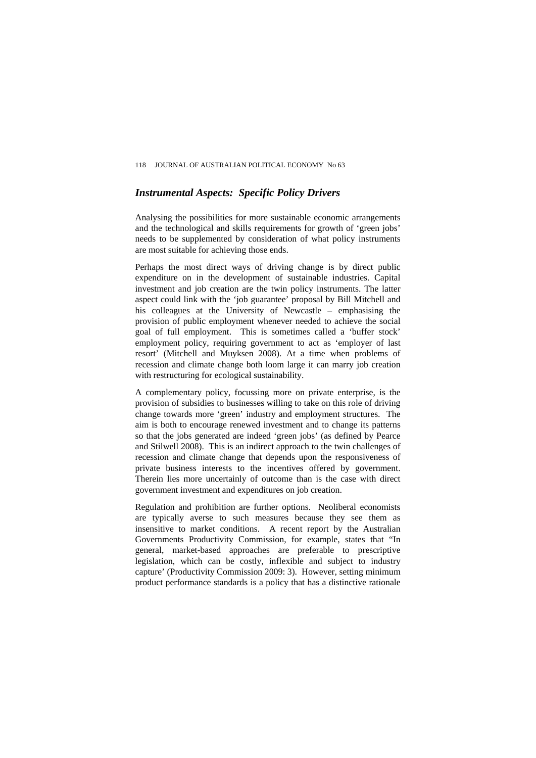## *Instrumental Aspects: Specific Policy Drivers*

Analysing the possibilities for more sustainable economic arrangements and the technological and skills requirements for growth of 'green jobs' needs to be supplemented by consideration of what policy instruments are most suitable for achieving those ends.

Perhaps the most direct ways of driving change is by direct public expenditure on in the development of sustainable industries. Capital investment and job creation are the twin policy instruments. The latter aspect could link with the 'job guarantee' proposal by Bill Mitchell and his colleagues at the University of Newcastle – emphasising the provision of public employment whenever needed to achieve the social goal of full employment. This is sometimes called a 'buffer stock' employment policy, requiring government to act as 'employer of last resort' (Mitchell and Muyksen 2008). At a time when problems of recession and climate change both loom large it can marry job creation with restructuring for ecological sustainability.

A complementary policy, focussing more on private enterprise, is the provision of subsidies to businesses willing to take on this role of driving change towards more 'green' industry and employment structures. The aim is both to encourage renewed investment and to change its patterns so that the jobs generated are indeed 'green jobs' (as defined by Pearce and Stilwell 2008). This is an indirect approach to the twin challenges of recession and climate change that depends upon the responsiveness of private business interests to the incentives offered by government. Therein lies more uncertainly of outcome than is the case with direct government investment and expenditures on job creation.

Regulation and prohibition are further options. Neoliberal economists are typically averse to such measures because they see them as insensitive to market conditions. A recent report by the Australian Governments Productivity Commission, for example, states that "In general, market-based approaches are preferable to prescriptive legislation, which can be costly, inflexible and subject to industry capture' (Productivity Commission 2009: 3). However, setting minimum product performance standards is a policy that has a distinctive rationale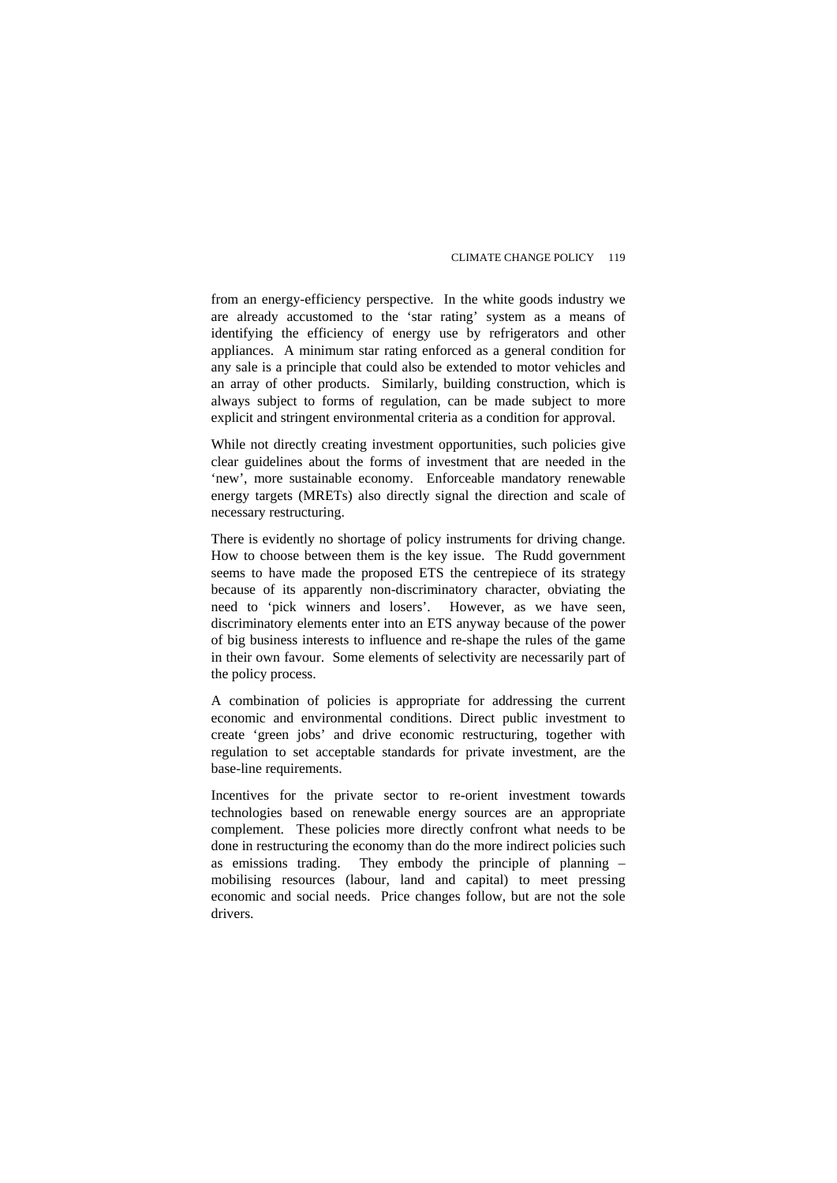from an energy-efficiency perspective. In the white goods industry we are already accustomed to the 'star rating' system as a means of identifying the efficiency of energy use by refrigerators and other appliances. A minimum star rating enforced as a general condition for any sale is a principle that could also be extended to motor vehicles and an array of other products. Similarly, building construction, which is always subject to forms of regulation, can be made subject to more explicit and stringent environmental criteria as a condition for approval.

While not directly creating investment opportunities, such policies give clear guidelines about the forms of investment that are needed in the 'new', more sustainable economy. Enforceable mandatory renewable energy targets (MRETs) also directly signal the direction and scale of necessary restructuring.

There is evidently no shortage of policy instruments for driving change. How to choose between them is the key issue. The Rudd government seems to have made the proposed ETS the centrepiece of its strategy because of its apparently non-discriminatory character, obviating the need to 'pick winners and losers'. However, as we have seen, discriminatory elements enter into an ETS anyway because of the power of big business interests to influence and re-shape the rules of the game in their own favour. Some elements of selectivity are necessarily part of the policy process.

A combination of policies is appropriate for addressing the current economic and environmental conditions. Direct public investment to create 'green jobs' and drive economic restructuring, together with regulation to set acceptable standards for private investment, are the base-line requirements.

Incentives for the private sector to re-orient investment towards technologies based on renewable energy sources are an appropriate complement. These policies more directly confront what needs to be done in restructuring the economy than do the more indirect policies such as emissions trading. They embody the principle of planning – mobilising resources (labour, land and capital) to meet pressing economic and social needs. Price changes follow, but are not the sole drivers.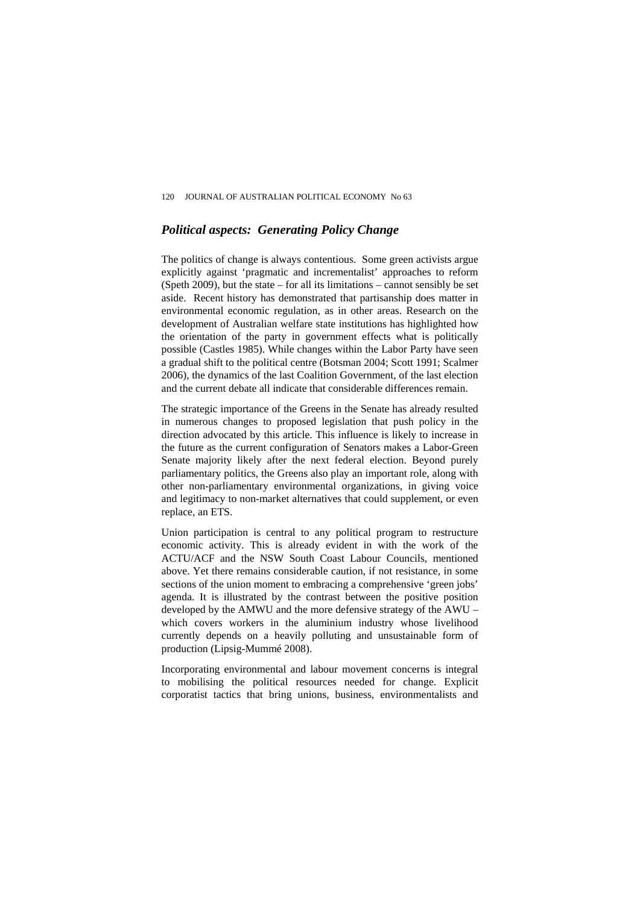## *Political aspects: Generating Policy Change*

The politics of change is always contentious. Some green activists argue explicitly against 'pragmatic and incrementalist' approaches to reform (Speth 2009), but the state – for all its limitations – cannot sensibly be set aside. Recent history has demonstrated that partisanship does matter in environmental economic regulation, as in other areas. Research on the development of Australian welfare state institutions has highlighted how the orientation of the party in government effects what is politically possible (Castles 1985). While changes within the Labor Party have seen a gradual shift to the political centre (Botsman 2004; Scott 1991; Scalmer 2006), the dynamics of the last Coalition Government, of the last election and the current debate all indicate that considerable differences remain.

The strategic importance of the Greens in the Senate has already resulted in numerous changes to proposed legislation that push policy in the direction advocated by this article. This influence is likely to increase in the future as the current configuration of Senators makes a Labor-Green Senate majority likely after the next federal election. Beyond purely parliamentary politics, the Greens also play an important role, along with other non-parliamentary environmental organizations, in giving voice and legitimacy to non-market alternatives that could supplement, or even replace, an ETS.

Union participation is central to any political program to restructure economic activity. This is already evident in with the work of the ACTU/ACF and the NSW South Coast Labour Councils, mentioned above. Yet there remains considerable caution, if not resistance, in some sections of the union moment to embracing a comprehensive 'green jobs' agenda. It is illustrated by the contrast between the positive position developed by the AMWU and the more defensive strategy of the AWU – which covers workers in the aluminium industry whose livelihood currently depends on a heavily polluting and unsustainable form of production (Lipsig-Mummé 2008).

Incorporating environmental and labour movement concerns is integral to mobilising the political resources needed for change. Explicit corporatist tactics that bring unions, business, environmentalists and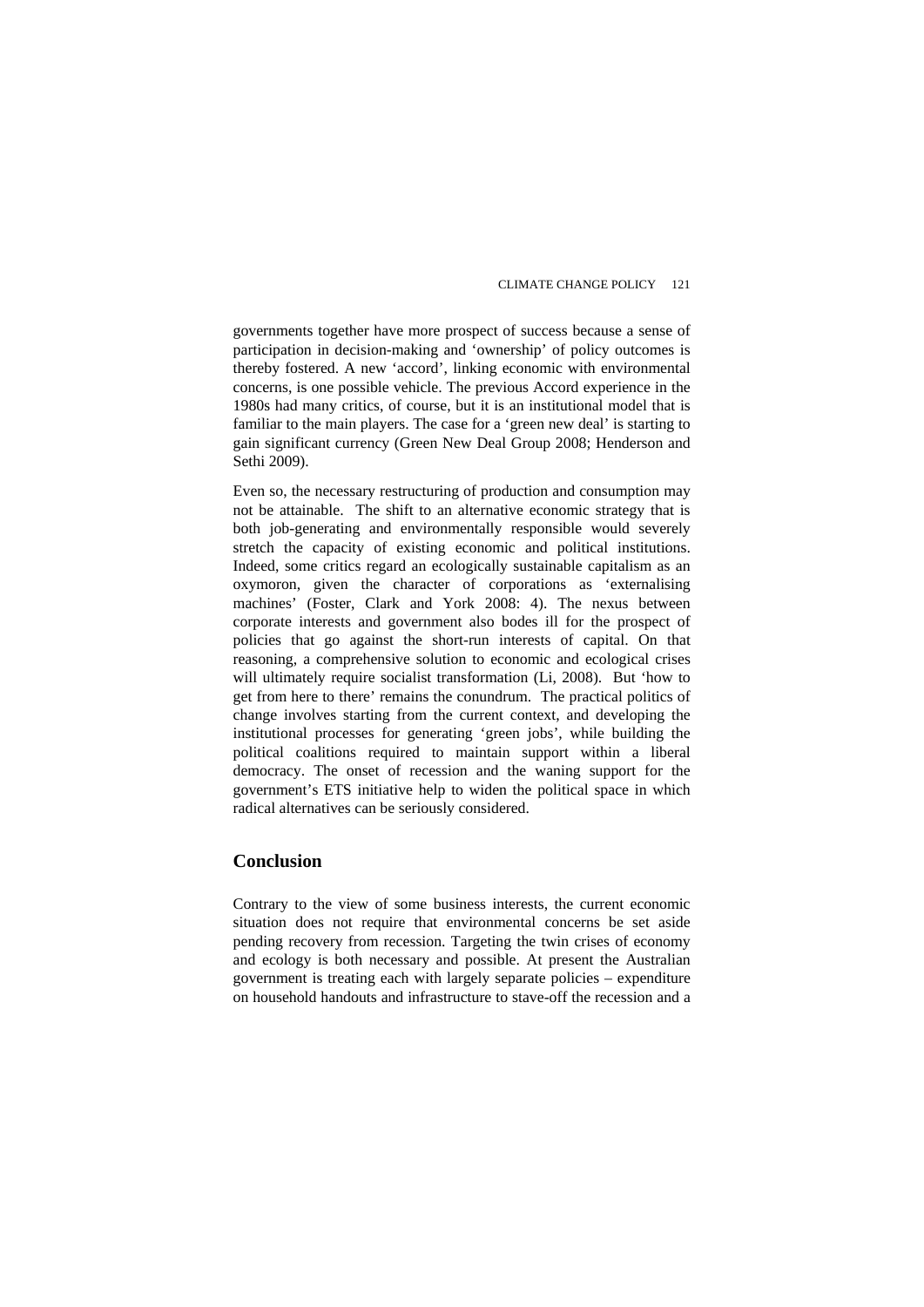governments together have more prospect of success because a sense of participation in decision-making and 'ownership' of policy outcomes is thereby fostered. A new 'accord', linking economic with environmental concerns, is one possible vehicle. The previous Accord experience in the 1980s had many critics, of course, but it is an institutional model that is familiar to the main players. The case for a 'green new deal' is starting to gain significant currency (Green New Deal Group 2008; Henderson and Sethi 2009).

Even so, the necessary restructuring of production and consumption may not be attainable. The shift to an alternative economic strategy that is both job-generating and environmentally responsible would severely stretch the capacity of existing economic and political institutions. Indeed, some critics regard an ecologically sustainable capitalism as an oxymoron, given the character of corporations as 'externalising machines' (Foster, Clark and York 2008: 4). The nexus between corporate interests and government also bodes ill for the prospect of policies that go against the short-run interests of capital. On that reasoning, a comprehensive solution to economic and ecological crises will ultimately require socialist transformation (Li, 2008). But 'how to get from here to there' remains the conundrum. The practical politics of change involves starting from the current context, and developing the institutional processes for generating 'green jobs', while building the political coalitions required to maintain support within a liberal democracy. The onset of recession and the waning support for the government's ETS initiative help to widen the political space in which radical alternatives can be seriously considered.

## Conclusion

Contrary to the view of some business interests, the current economic situation does not require that environmental concerns be set aside pending recovery from recession. Targeting the twin crises of economy and ecology is both necessary and possible. At present the Australian government is treating each with largely separate policies – expenditure on household handouts and infrastructure to stave-off the recession and a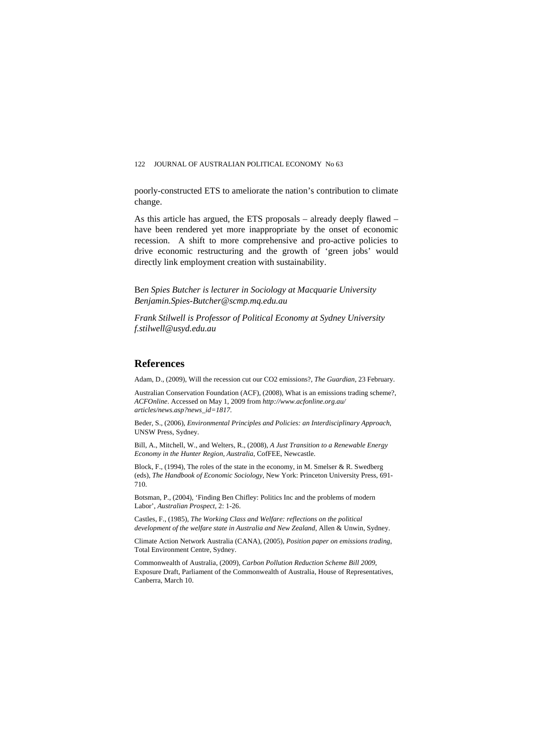poorly-constructed ETS to ameliorate the nation's contribution to climate change.

As this article has argued, the ETS proposals – already deeply flawed – have been rendered yet more inappropriate by the onset of economic recession. A shift to more comprehensive and pro-active policies to drive economic restructuring and the growth of 'green jobs' would directly link employment creation with sustainability.

*Ben Spies Butcher is lecturer in Sociology at Macquarie University*
*Benjamin.Spies-Butcher@scmp.mq.edu.au*

*Frank Stilwell is Professor of Political Economy at Sydney University*
*f.stilwell@usyd.edu.au*

## References

Adam, D., (2009), Will the recession cut our CO2 emissions?, *The Guardian*, 23 February.

Australian Conservation Foundation (ACF), (2008), What is an emissions trading scheme?, *ACFOnline*. Accessed on May 1, 2009 from *http://www.acfonline.org.au/articles/news.asp?news_id=1817.*

Beder, S., (2006), *Environmental Principles and Policies: an Interdisciplinary Approach*, UNSW Press, Sydney.

Bill, A., Mitchell, W., and Welters, R., (2008), *A Just Transition to a Renewable Energy Economy in the Hunter Region, Australia*, CofFEE, Newcastle.

Block, F., (1994), The roles of the state in the economy, in M. Smelser & R. Swedberg (eds), *The Handbook of Economic Sociology*, New York: Princeton University Press, 691-710.

Botsman, P., (2004), 'Finding Ben Chifley: Politics Inc and the problems of modern Labor', *Australian Prospect*, 2: 1-26.

Castles, F., (1985), *The Working Class and Welfare: reflections on the political development of the welfare state in Australia and New Zealand*, Allen & Unwin, Sydney.

Climate Action Network Australia (CANA), (2005), *Position paper on emissions trading*, Total Environment Centre, Sydney.

Commonwealth of Australia, (2009), *Carbon Pollution Reduction Scheme Bill 2009*, Exposure Draft, Parliament of the Commonwealth of Australia, House of Representatives, Canberra, March 10.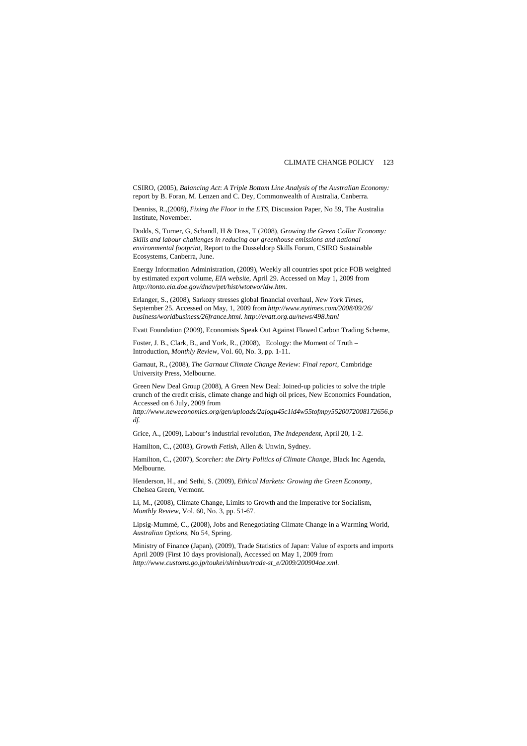CSIRO, (2005), *Balancing Act*: *A Triple Bottom Line Analysis of the Australian Economy:* report by B. Foran, M. Lenzen and C. Dey, Commonwealth of Australia, Canberra.

Denniss, R.,(2008), *Fixing the Floor in the ETS*, Discussion Paper, No 59, The Australia Institute, November.

Dodds, S, Turner, G, Schandl, H & Doss, T (2008), *Growing the Green Collar Economy: Skills and labour challenges in reducing our greenhouse emissions and national environmental footprint*, Report to the Dusseldorp Skills Forum, CSIRO Sustainable Ecosystems, Canberra, June.

Energy Information Administration, (2009), Weekly all countries spot price FOB weighted by estimated export volume, *EIA website*, April 29. Accessed on May 1, 2009 from *http://tonto.eia.doe.gov/dnav/pet/hist/wtotworldw.htm.*

Erlanger, S., (2008), Sarkozy stresses global financial overhaul, *New York Times*, September 25. Accessed on May, 1, 2009 from *http://www.nytimes.com/2008/09/26/ business/worldbusiness/26france.html. http://evatt.org.au/news/498.html*

Evatt Foundation (2009), Economists Speak Out Against Flawed Carbon Trading Scheme,

Foster, J. B., Clark, B., and York, R., (2008), Ecology: the Moment of Truth – Introduction, *Monthly Review*, Vol. 60, No. 3, pp. 1-11.

Garnaut, R., (2008), *The Garnaut Climate Change Review: Final report*, Cambridge University Press, Melbourne.

Green New Deal Group (2008), A Green New Deal: Joined-up policies to solve the triple crunch of the credit crisis, climate change and high oil prices, New Economics Foundation, Accessed on 6 July, 2009 from *http://www.neweconomics.org/gen/uploads/2ajogu45c1id4w55tofmpy5520072008172656.pdf.*

Grice, A., (2009), Labour's industrial revolution, *The Independent*, April 20, 1-2.

Hamilton, C., (2003), *Growth Fetish*, Allen & Unwin, Sydney.

Hamilton, C., (2007), *Scorcher: the Dirty Politics of Climate Change*, Black Inc Agenda, Melbourne.

Henderson, H., and Sethi, S. (2009), *Ethical Markets: Growing the Green Economy*, Chelsea Green, Vermont.

Li, M., (2008), Climate Change, Limits to Growth and the Imperative for Socialism, *Monthly Review*, Vol. 60, No. 3, pp. 51-67.

Lipsig-Mummé, C., (2008), Jobs and Renegotiating Climate Change in a Warming World, *Australian Options*, No 54, Spring.

Ministry of Finance (Japan), (2009), Trade Statistics of Japan: Value of exports and imports April 2009 (First 10 days provisional), Accessed on May 1, 2009 from *http://www.customs.go.jp/toukei/shinbun/trade-st_e/2009/200904ae.xml.*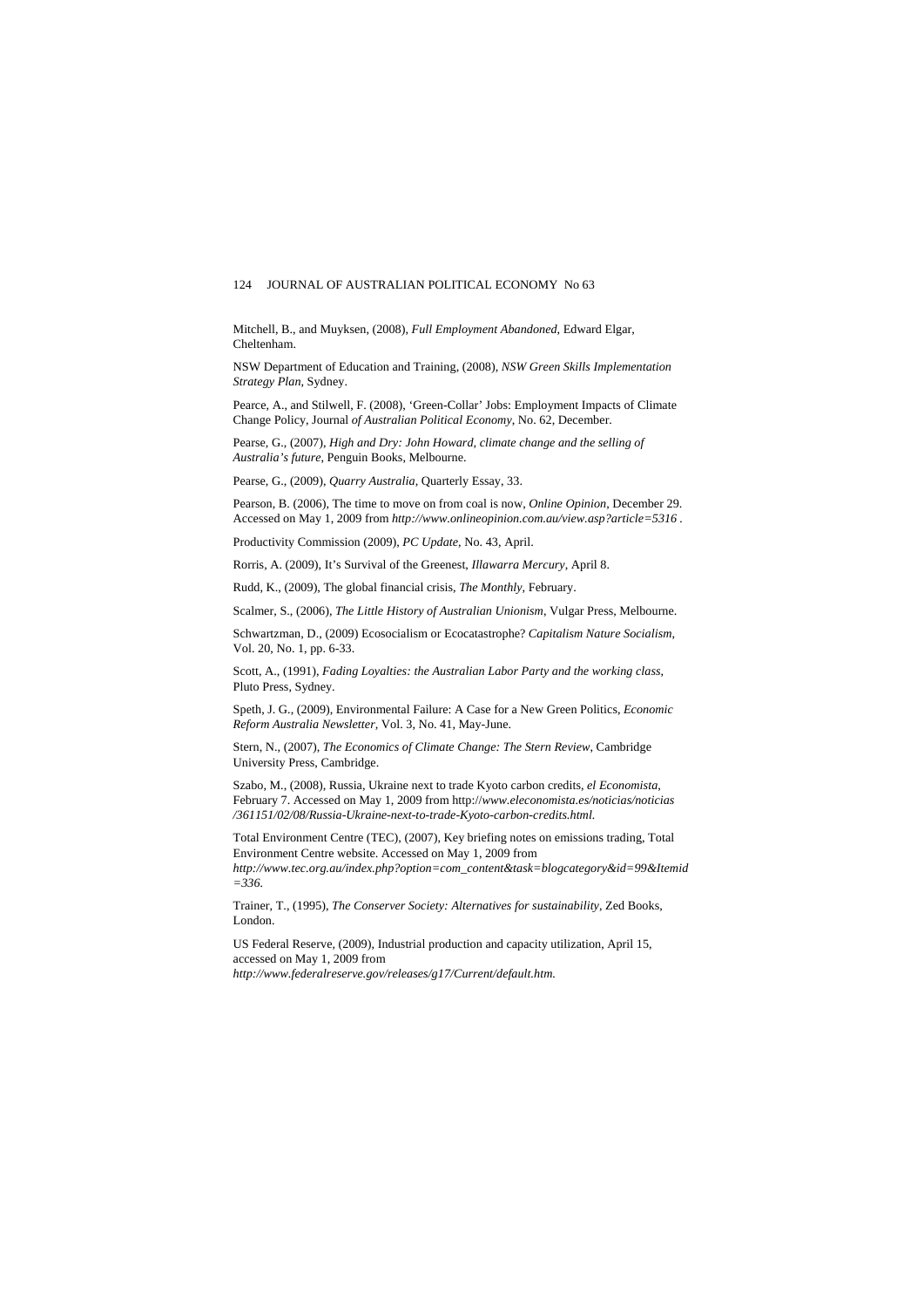Mitchell, B., and Muyksen, (2008), *Full Employment Abandoned*, Edward Elgar, Cheltenham.

NSW Department of Education and Training, (2008), *NSW Green Skills Implementation Strategy Plan*, Sydney.

Pearce, A., and Stilwell, F. (2008), 'Green-Collar' Jobs: Employment Impacts of Climate Change Policy, Journal *of Australian Political Economy*, No. 62, December.

Pearse, G., (2007), *High and Dry: John Howard, climate change and the selling of Australia's future*, Penguin Books, Melbourne.

Pearse, G., (2009), *Quarry Australia*, Quarterly Essay, 33.

Pearson, B. (2006), The time to move on from coal is now, *Online Opinion*, December 29. Accessed on May 1, 2009 from *http://www.onlineopinion.com.au/view.asp?article=5316* .

Productivity Commission (2009), *PC Update*, No. 43, April.

Rorris, A. (2009), It's Survival of the Greenest, *Illawarra Mercury*, April 8.

Rudd, K., (2009), The global financial crisis, *The Monthly*, February.

Scalmer, S., (2006), *The Little History of Australian Unionism*, Vulgar Press, Melbourne.

Schwartzman, D., (2009) Ecosocialism or Ecocatastrophe? *Capitalism Nature Socialism*, Vol. 20, No. 1, pp. 6-33.

Scott, A., (1991), *Fading Loyalties: the Australian Labor Party and the working class*, Pluto Press, Sydney.

Speth, J. G., (2009), Environmental Failure: A Case for a New Green Politics, *Economic Reform Australia Newsletter*, Vol. 3, No. 41, May-June.

Stern, N., (2007), *The Economics of Climate Change: The Stern Review*, Cambridge University Press, Cambridge.

Szabo, M., (2008), Russia, Ukraine next to trade Kyoto carbon credits, *el Economista*, February 7. Accessed on May 1, 2009 from http://*www.eleconomista.es/noticias/noticias/361151/02/08/Russia-Ukraine-next-to-trade-Kyoto-carbon-credits.html.*

Total Environment Centre (TEC), (2007), Key briefing notes on emissions trading, Total Environment Centre website. Accessed on May 1, 2009 from *http://www.tec.org.au/index.php?option=com_content&task=blogcategory&id=99&Itemid=336.*

Trainer, T., (1995), *The Conserver Society: Alternatives for sustainability*, Zed Books, London.

US Federal Reserve, (2009), Industrial production and capacity utilization, April 15, accessed on May 1, 2009 from *http://www.federalreserve.gov/releases/g17/Current/default.htm.*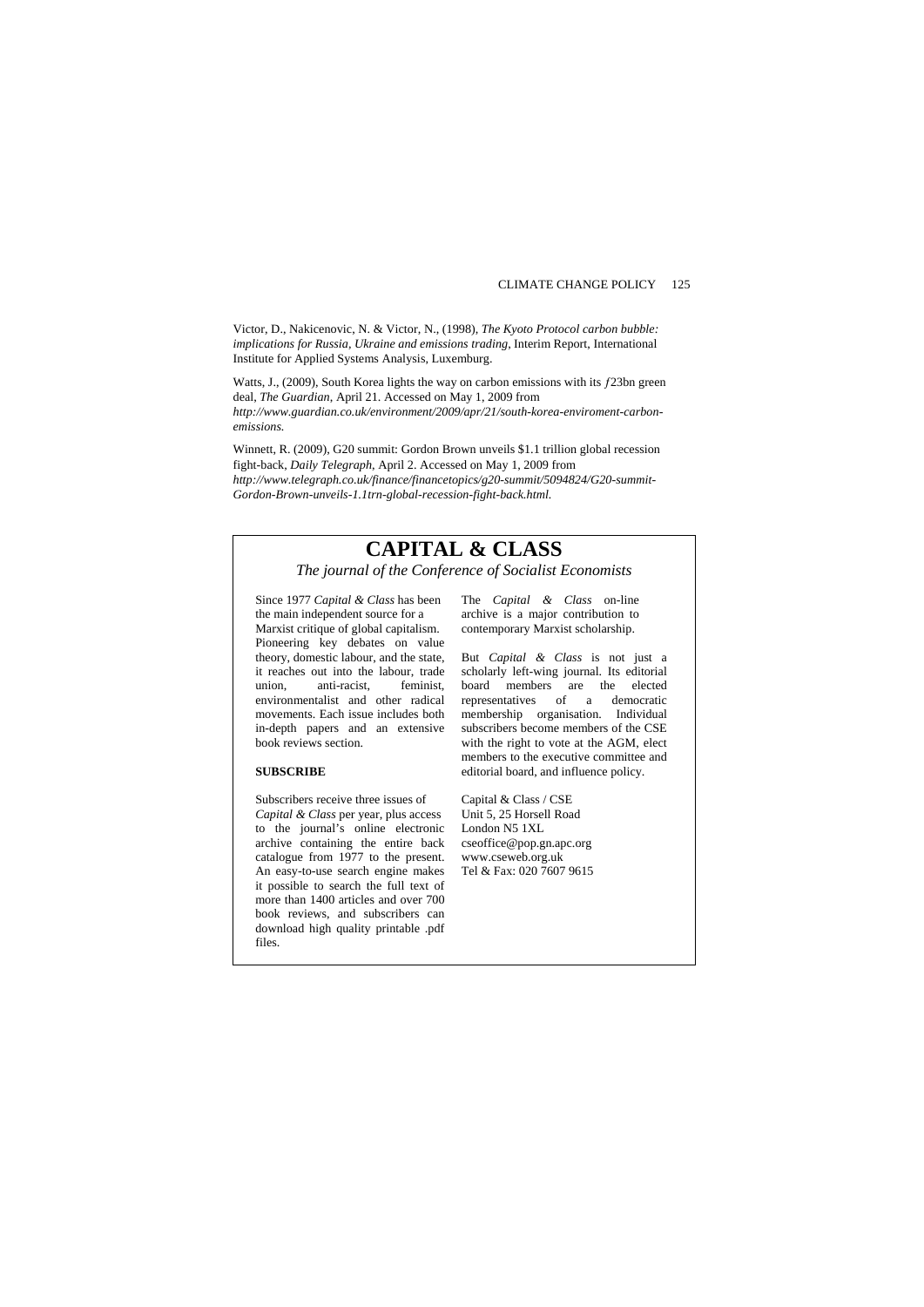Victor, D., Nakicenovic, N. & Victor, N., (1998), *The Kyoto Protocol carbon bubble: implications for Russia, Ukraine and emissions trading*, Interim Report, International Institute for Applied Systems Analysis, Luxemburg.

Watts, J., (2009), South Korea lights the way on carbon emissions with its ƒ23bn green deal, *The Guardian*, April 21. Accessed on May 1, 2009 from *http://www.guardian.co.uk/environment/2009/apr/21/south-korea-enviroment-carbon-emissions.*

Winnett, R. (2009), G20 summit: Gordon Brown unveils $1.1 trillion global recession fight-back, *Daily Telegraph*, April 2. Accessed on May 1, 2009 from *http://www.telegraph.co.uk/finance/financetopics/g20-summit/5094824/G20-summit-Gordon-Brown-unveils-1.1trn-global-recession-fight-back.html.*

# CAPITAL & CLASS

*The journal of the Conference of Socialist Economists*

Since 1977 *Capital & Class* has been the main independent source for a Marxist critique of global capitalism. Pioneering key debates on value theory, domestic labour, and the state, it reaches out into the labour, trade union, anti-racist, feminist, environmentalist and other radical movements. Each issue includes both in-depth papers and an extensive book reviews section.

**SUBSCRIBE**

Subscribers receive three issues of *Capital & Class* per year, plus access to the journal's online electronic archive containing the entire back catalogue from 1977 to the present. An easy-to-use search engine makes it possible to search the full text of more than 1400 articles and over 700 book reviews, and subscribers can download high quality printable .pdf files.

The *Capital & Class* on-line archive is a major contribution to contemporary Marxist scholarship.

But *Capital & Class* is not just a scholarly left-wing journal. Its editorial board members are the elected representatives of a democratic membership organisation. Individual subscribers become members of the CSE with the right to vote at the AGM, elect members to the executive committee and editorial board, and influence policy.

Capital & Class / CSE
Unit 5, 25 Horsell Road
London N5 1XL
cseoffice@pop.gn.apc.org
www.cseweb.org.uk
Tel & Fax: 020 7607 9615